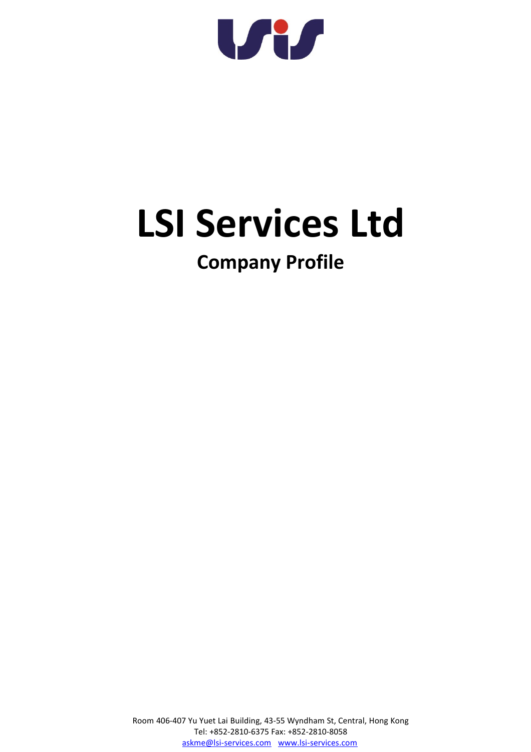# LSI Services Ltd

## Company Profile

Room 406-407 Yu Yuet Lai Building, 43-55 Wyndham St, Central, Hong Kong
Tel: +852-2810-6375 Fax: +852-2810-8058
askme@lsi-services.com www.lsi-services.com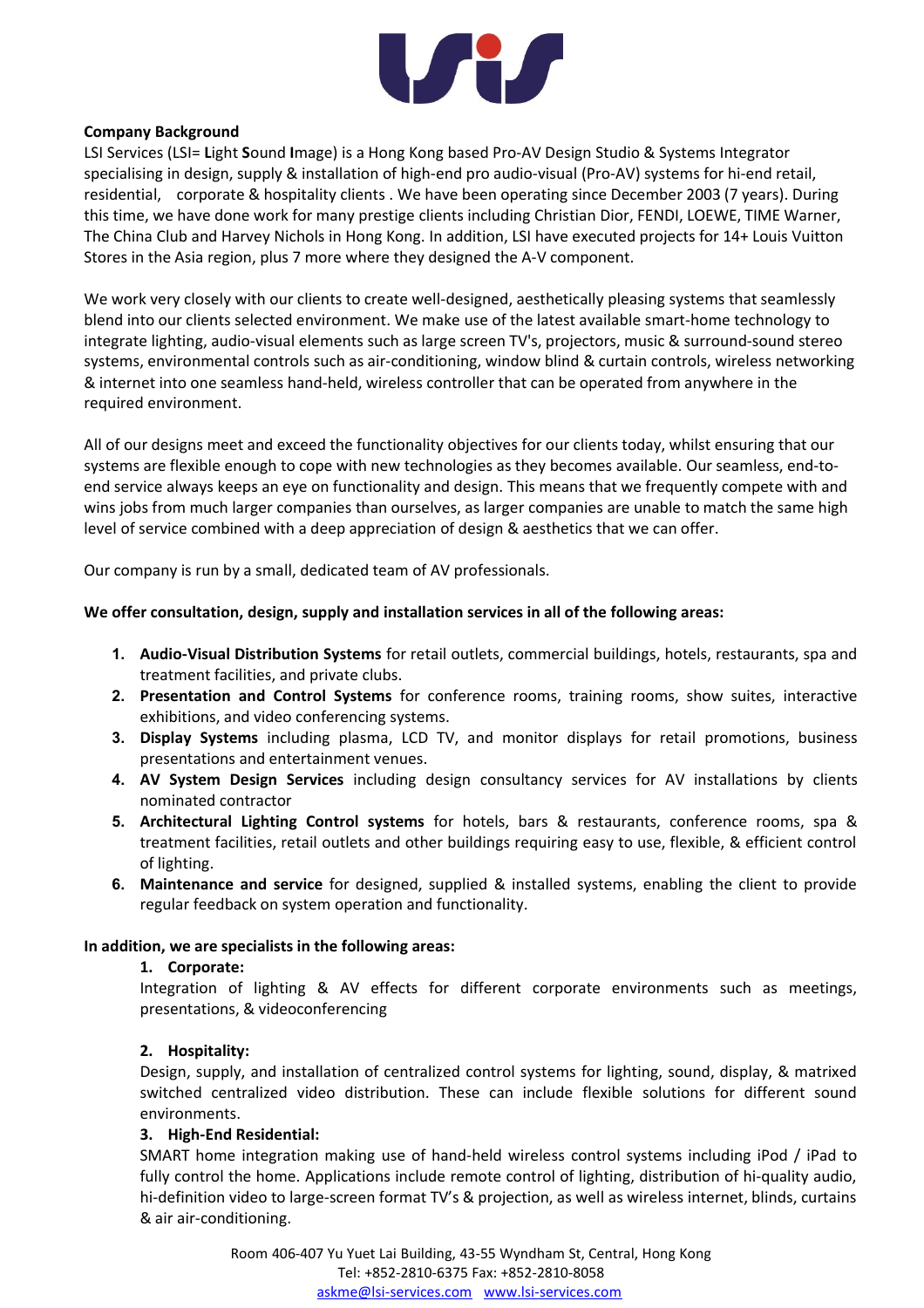**Company Background**

LSI Services (LSI= **L**ight **S**ound **I**mage) is a Hong Kong based Pro-AV Design Studio & Systems Integrator specialising in design, supply & installation of high-end pro audio-visual (Pro-AV) systems for hi-end retail, residential, corporate & hospitality clients . We have been operating since December 2003 (7 years). During this time, we have done work for many prestige clients including Christian Dior, FENDI, LOEWE, TIME Warner, The China Club and Harvey Nichols in Hong Kong. In addition, LSI have executed projects for 14+ Louis Vuitton Stores in the Asia region, plus 7 more where they designed the A-V component.

We work very closely with our clients to create well-designed, aesthetically pleasing systems that seamlessly blend into our clients selected environment. We make use of the latest available smart-home technology to integrate lighting, audio-visual elements such as large screen TV's, projectors, music & surround-sound stereo systems, environmental controls such as air-conditioning, window blind & curtain controls, wireless networking & internet into one seamless hand-held, wireless controller that can be operated from anywhere in the required environment.

All of our designs meet and exceed the functionality objectives for our clients today, whilst ensuring that our systems are flexible enough to cope with new technologies as they becomes available. Our seamless, end-to-end service always keeps an eye on functionality and design. This means that we frequently compete with and wins jobs from much larger companies than ourselves, as larger companies are unable to match the same high level of service combined with a deep appreciation of design & aesthetics that we can offer.

Our company is run by a small, dedicated team of AV professionals.

**We offer consultation, design, supply and installation services in all of the following areas:**

1. **Audio-Visual Distribution Systems** for retail outlets, commercial buildings, hotels, restaurants, spa and treatment facilities, and private clubs.
2. **Presentation and Control Systems** for conference rooms, training rooms, show suites, interactive exhibitions, and video conferencing systems.
3. **Display Systems** including plasma, LCD TV, and monitor displays for retail promotions, business presentations and entertainment venues.
4. **AV System Design Services** including design consultancy services for AV installations by clients nominated contractor
5. **Architectural Lighting Control systems** for hotels, bars & restaurants, conference rooms, spa & treatment facilities, retail outlets and other buildings requiring easy to use, flexible, & efficient control of lighting.
6. **Maintenance and service** for designed, supplied & installed systems, enabling the client to provide regular feedback on system operation and functionality.

**In addition, we are specialists in the following areas:**

1. **Corporate:**

   Integration of lighting & AV effects for different corporate environments such as meetings, presentations, & videoconferencing

2. **Hospitality:**

   Design, supply, and installation of centralized control systems for lighting, sound, display, & matrixed switched centralized video distribution. These can include flexible solutions for different sound environments.

3. **High-End Residential:**

   SMART home integration making use of hand-held wireless control systems including iPod / iPad to fully control the home. Applications include remote control of lighting, distribution of hi-quality audio, hi-definition video to large-screen format TV's & projection, as well as wireless internet, blinds, curtains & air air-conditioning.

Room 406-407 Yu Yuet Lai Building, 43-55 Wyndham St, Central, Hong Kong
Tel: +852-2810-6375 Fax: +852-2810-8058
askme@lsi-services.com www.lsi-services.com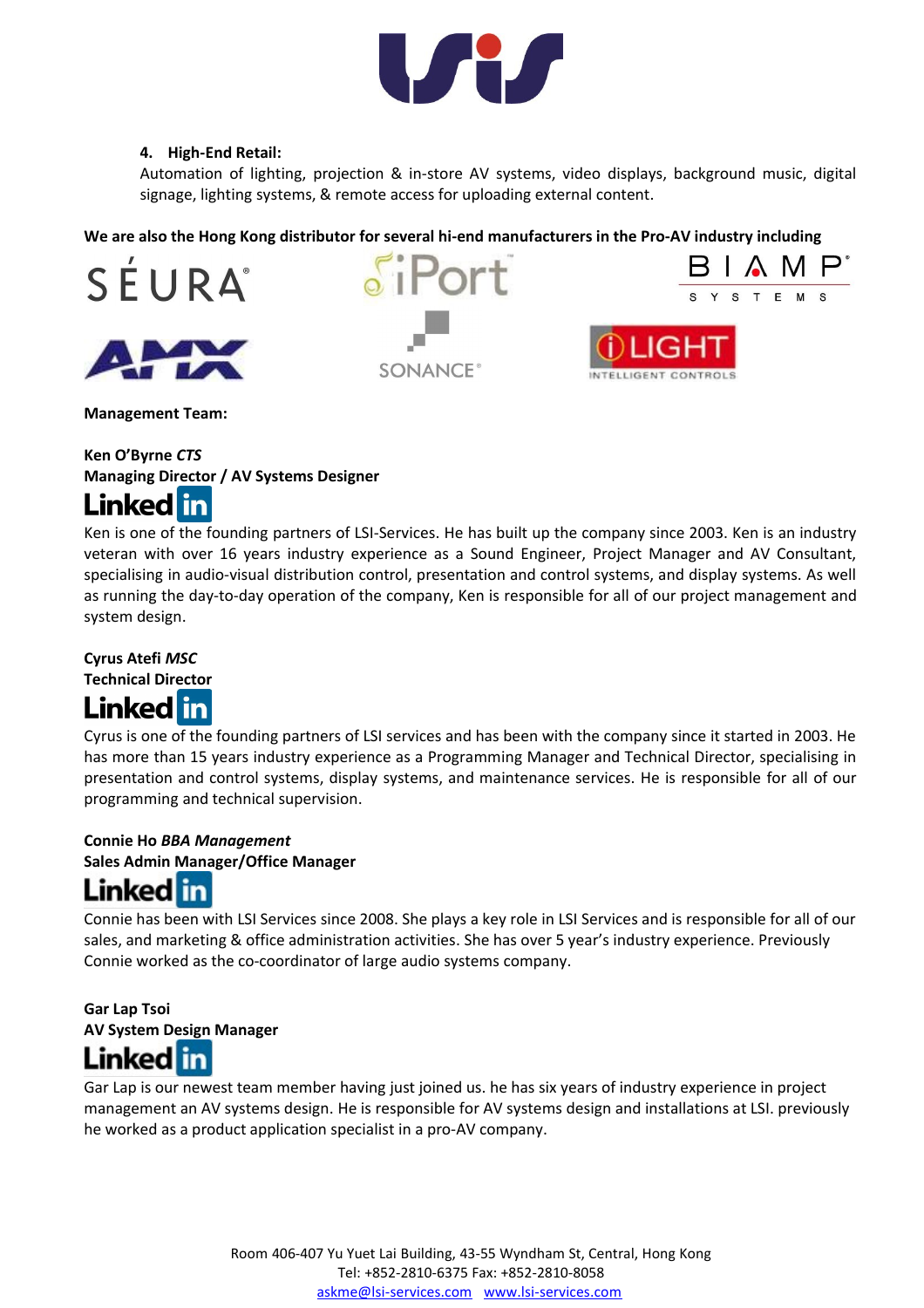4. **High-End Retail:**
   Automation of lighting, projection & in-store AV systems, video displays, background music, digital signage, lighting systems, & remote access for uploading external content.

**We are also the Hong Kong distributor for several hi-end manufacturers in the Pro-AV industry including**

SÉURA® iPort™ BIAMP® SYSTEMS
AMX SONANCE® iLIGHT INTELLIGENT CONTROLS

**Management Team:**

**Ken O'Byrne *CTS***
**Managing Director / AV Systems Designer**
LinkedIn
Ken is one of the founding partners of LSI-Services. He has built up the company since 2003. Ken is an industry veteran with over 16 years industry experience as a Sound Engineer, Project Manager and AV Consultant, specialising in audio-visual distribution control, presentation and control systems, and display systems. As well as running the day-to-day operation of the company, Ken is responsible for all of our project management and system design.

**Cyrus Atefi *MSC***
**Technical Director**
LinkedIn
Cyrus is one of the founding partners of LSI services and has been with the company since it started in 2003. He has more than 15 years industry experience as a Programming Manager and Technical Director, specialising in presentation and control systems, display systems, and maintenance services. He is responsible for all of our programming and technical supervision.

**Connie Ho *BBA Management***
**Sales Admin Manager/Office Manager**
LinkedIn
Connie has been with LSI Services since 2008. She plays a key role in LSI Services and is responsible for all of our sales, and marketing & office administration activities. She has over 5 year's industry experience. Previously Connie worked as the co-coordinator of large audio systems company.

**Gar Lap Tsoi**
**AV System Design Manager**
LinkedIn
Gar Lap is our newest team member having just joined us. he has six years of industry experience in project management an AV systems design. He is responsible for AV systems design and installations at LSI. previously he worked as a product application specialist in a pro-AV company.

Room 406-407 Yu Yuet Lai Building, 43-55 Wyndham St, Central, Hong Kong
Tel: +852-2810-6375 Fax: +852-2810-8058
askme@lsi-services.com www.lsi-services.com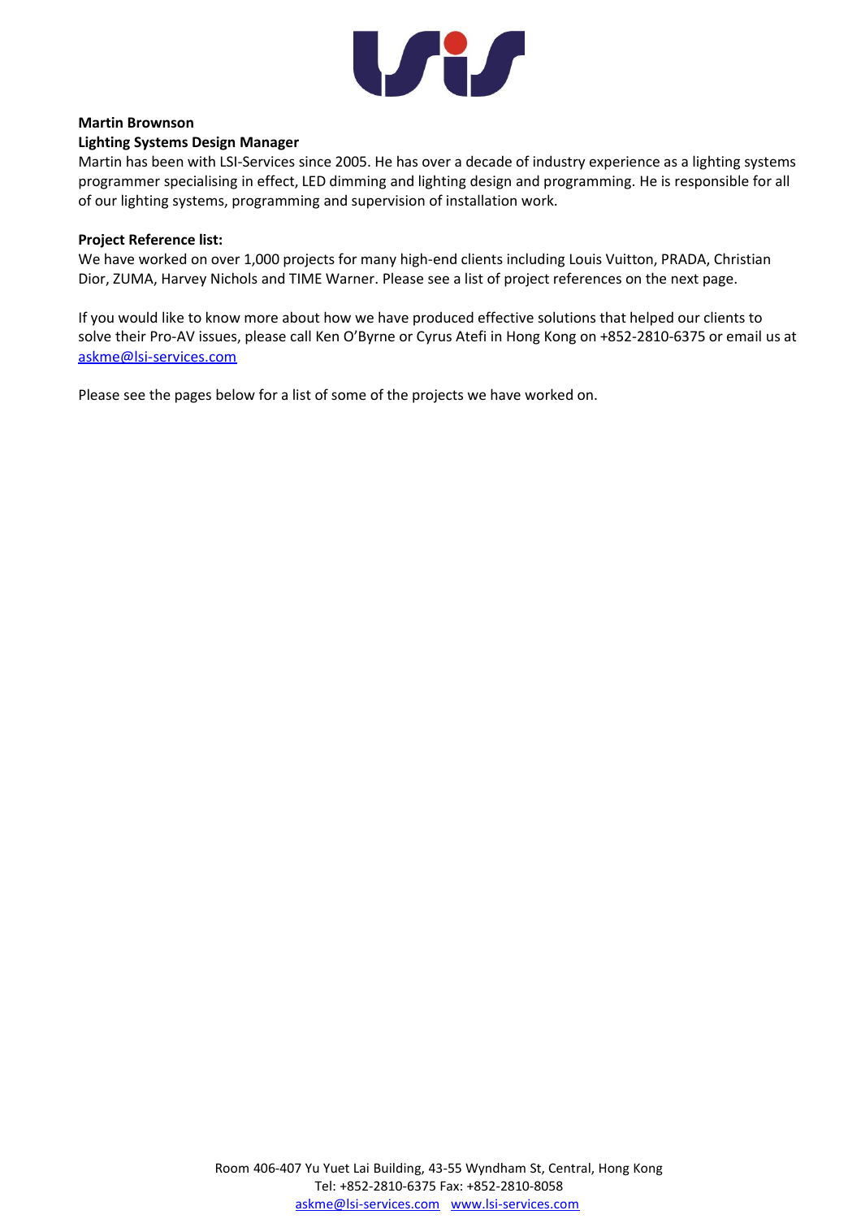**Martin Brownson**

**Lighting Systems Design Manager**

Martin has been with LSI-Services since 2005. He has over a decade of industry experience as a lighting systems programmer specialising in effect, LED dimming and lighting design and programming. He is responsible for all of our lighting systems, programming and supervision of installation work.

**Project Reference list:**

We have worked on over 1,000 projects for many high-end clients including Louis Vuitton, PRADA, Christian Dior, ZUMA, Harvey Nichols and TIME Warner. Please see a list of project references on the next page.

If you would like to know more about how we have produced effective solutions that helped our clients to solve their Pro-AV issues, please call Ken O'Byrne or Cyrus Atefi in Hong Kong on +852-2810-6375 or email us at askme@lsi-services.com

Please see the pages below for a list of some of the projects we have worked on.

Room 406-407 Yu Yuet Lai Building, 43-55 Wyndham St, Central, Hong Kong
Tel: +852-2810-6375 Fax: +852-2810-8058
askme@lsi-services.com www.lsi-services.com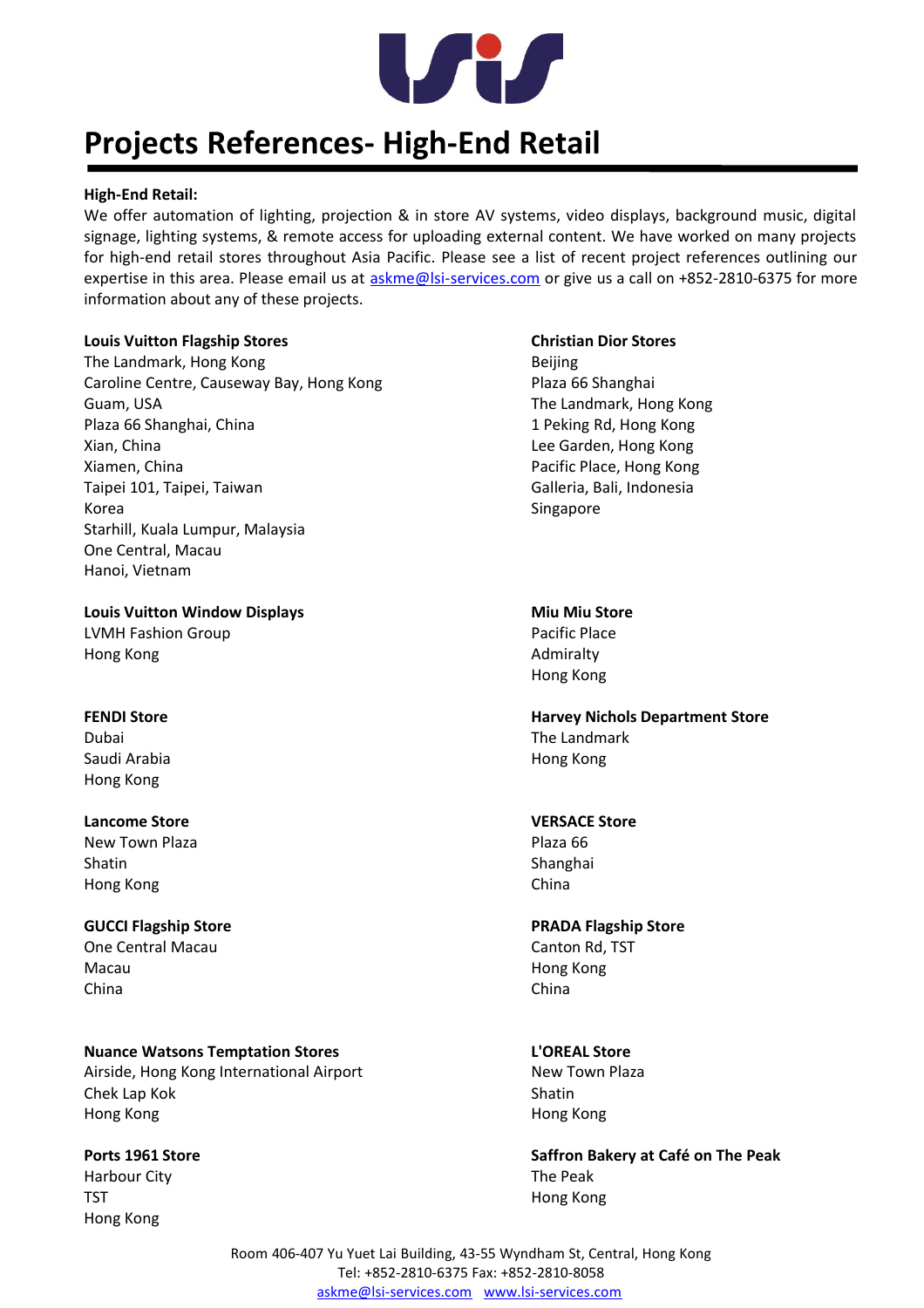# Projects References- High-End Retail

**High-End Retail:**

We offer automation of lighting, projection & in store AV systems, video displays, background music, digital signage, lighting systems, & remote access for uploading external content. We have worked on many projects for high-end retail stores throughout Asia Pacific. Please see a list of recent project references outlining our expertise in this area. Please email us at askme@lsi-services.com or give us a call on +852-2810-6375 for more information about any of these projects.

**Louis Vuitton Flagship Stores**
The Landmark, Hong Kong
Caroline Centre, Causeway Bay, Hong Kong
Guam, USA
Plaza 66 Shanghai, China
Xian, China
Xiamen, China
Taipei 101, Taipei, Taiwan
Korea
Starhill, Kuala Lumpur, Malaysia
One Central, Macau
Hanoi, Vietnam

**Louis Vuitton Window Displays**
LVMH Fashion Group
Hong Kong

**FENDI Store**
Dubai
Saudi Arabia
Hong Kong

**Lancome Store**
New Town Plaza
Shatin
Hong Kong

**GUCCI Flagship Store**
One Central Macau
Macau
China

**Nuance Watsons Temptation Stores**
Airside, Hong Kong International Airport
Chek Lap Kok
Hong Kong

**Ports 1961 Store**
Harbour City
TST
Hong Kong

**Christian Dior Stores**
Beijing
Plaza 66 Shanghai
The Landmark, Hong Kong
1 Peking Rd, Hong Kong
Lee Garden, Hong Kong
Pacific Place, Hong Kong
Galleria, Bali, Indonesia
Singapore

**Miu Miu Store**
Pacific Place
Admiralty
Hong Kong

**Harvey Nichols Department Store**
The Landmark
Hong Kong

**VERSACE Store**
Plaza 66
Shanghai
China

**PRADA Flagship Store**
Canton Rd, TST
Hong Kong
China

**L'OREAL Store**
New Town Plaza
Shatin
Hong Kong

**Saffron Bakery at Café on The Peak**
The Peak
Hong Kong

Room 406-407 Yu Yuet Lai Building, 43-55 Wyndham St, Central, Hong Kong
Tel: +852-2810-6375 Fax: +852-2810-8058
askme@lsi-services.com www.lsi-services.com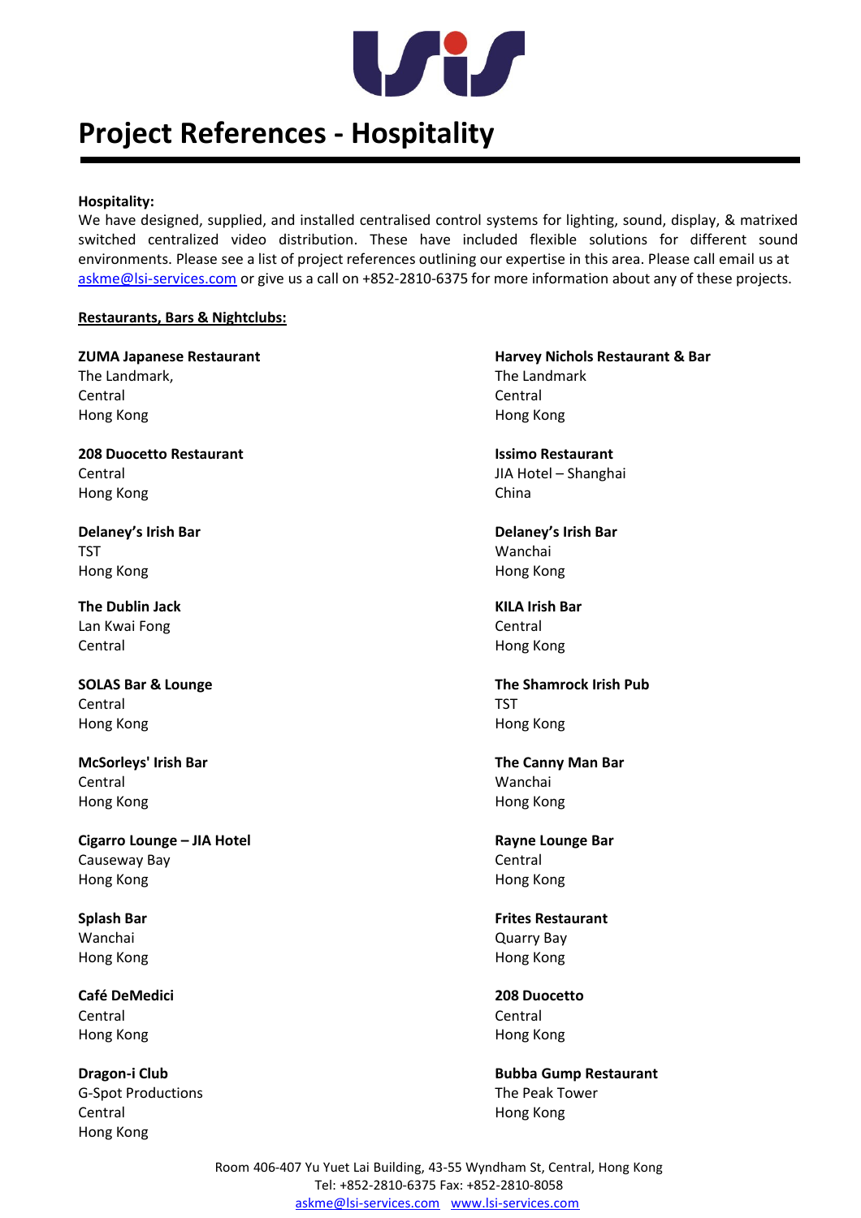# Project References - Hospitality

**Hospitality:**
We have designed, supplied, and installed centralised control systems for lighting, sound, display, & matrixed switched centralized video distribution. These have included flexible solutions for different sound environments. Please see a list of project references outlining our expertise in this area. Please call email us at askme@lsi-services.com or give us a call on +852-2810-6375 for more information about any of these projects.

**Restaurants, Bars & Nightclubs:**

**ZUMA Japanese Restaurant**
The Landmark,
Central
Hong Kong

**208 Duocetto Restaurant**
Central
Hong Kong

**Delaney's Irish Bar**
TST
Hong Kong

**The Dublin Jack**
Lan Kwai Fong
Central

**SOLAS Bar & Lounge**
Central
Hong Kong

**McSorleys' Irish Bar**
Central
Hong Kong

**Cigarro Lounge – JIA Hotel**
Causeway Bay
Hong Kong

**Splash Bar**
Wanchai
Hong Kong

**Café DeMedici**
Central
Hong Kong

**Dragon-i Club**
G-Spot Productions
Central
Hong Kong

**Harvey Nichols Restaurant & Bar**
The Landmark
Central
Hong Kong

**Issimo Restaurant**
JIA Hotel – Shanghai
China

**Delaney's Irish Bar**
Wanchai
Hong Kong

**KILA Irish Bar**
Central
Hong Kong

**The Shamrock Irish Pub**
TST
Hong Kong

**The Canny Man Bar**
Wanchai
Hong Kong

**Rayne Lounge Bar**
Central
Hong Kong

**Frites Restaurant**
Quarry Bay
Hong Kong

**208 Duocetto**
Central
Hong Kong

**Bubba Gump Restaurant**
The Peak Tower
Hong Kong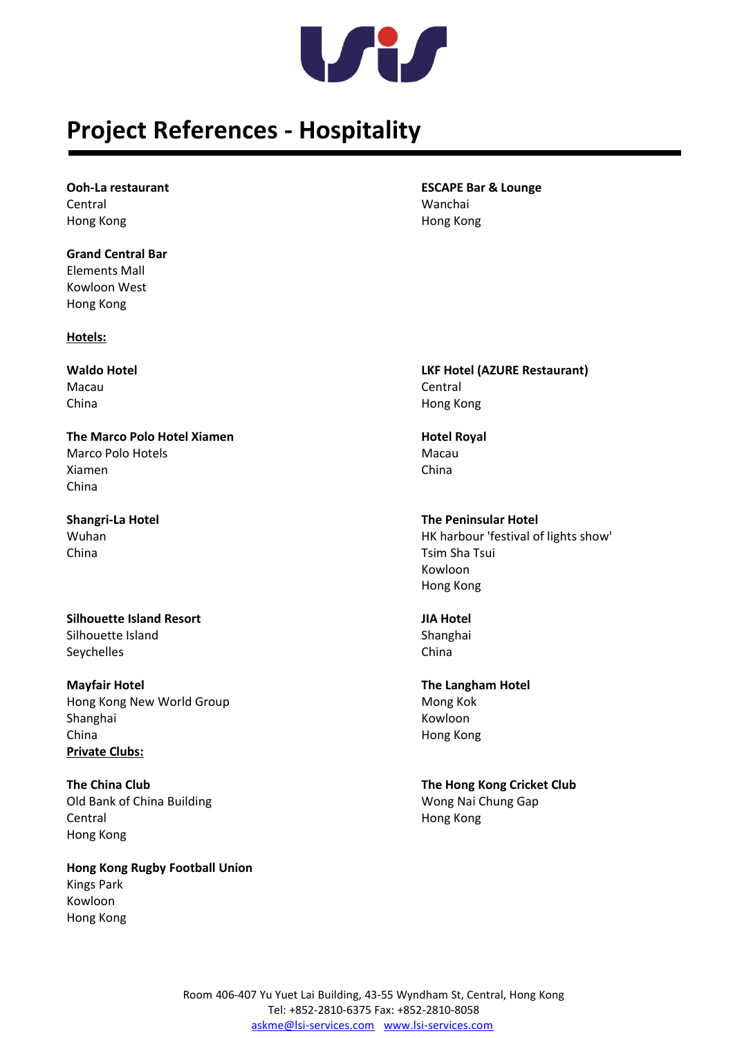# Project References - Hospitality

**Ooh-La restaurant**
Central
Hong Kong

**ESCAPE Bar & Lounge**
Wanchai
Hong Kong

**Grand Central Bar**
Elements Mall
Kowloon West
Hong Kong

**Hotels:**

**Waldo Hotel**
Macau
China

**LKF Hotel (AZURE Restaurant)**
Central
Hong Kong

**The Marco Polo Hotel Xiamen**
Marco Polo Hotels
Xiamen
China

**Hotel Royal**
Macau
China

**Shangri-La Hotel**
Wuhan
China

**The Peninsular Hotel**
HK harbour 'festival of lights show'
Tsim Sha Tsui
Kowloon
Hong Kong

**Silhouette Island Resort**
Silhouette Island
Seychelles

**JIA Hotel**
Shanghai
China

**Mayfair Hotel**
Hong Kong New World Group
Shanghai
China

**The Langham Hotel**
Mong Kok
Kowloon
Hong Kong

**Private Clubs:**

**The China Club**
Old Bank of China Building
Central
Hong Kong

**The Hong Kong Cricket Club**
Wong Nai Chung Gap
Hong Kong

**Hong Kong Rugby Football Union**
Kings Park
Kowloon
Hong Kong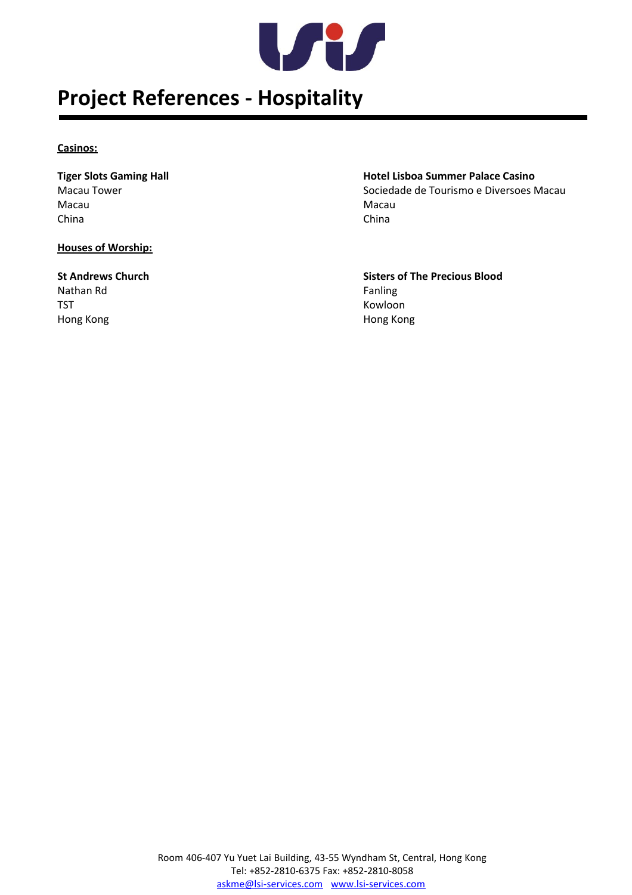# Project References - Hospitality

**<u>Casinos:</u>**

**Tiger Slots Gaming Hall**
Macau Tower
Macau
China

**Hotel Lisboa Summer Palace Casino**
Sociedade de Tourismo e Diversoes Macau
Macau
China

**<u>Houses of Worship:</u>**

**St Andrews Church**
Nathan Rd
TST
Hong Kong

**Sisters of The Precious Blood**
Fanling
Kowloon
Hong Kong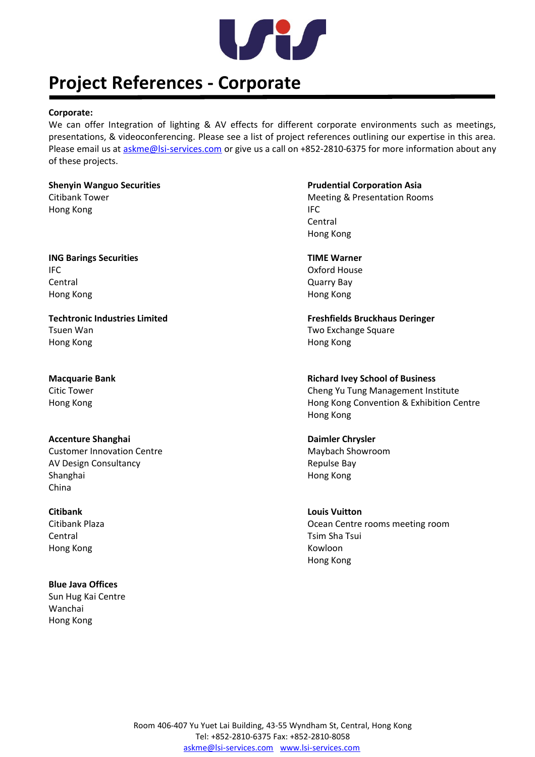# Project References - Corporate

**Corporate:**

We can offer Integration of lighting & AV effects for different corporate environments such as meetings, presentations, & videoconferencing. Please see a list of project references outlining our expertise in this area. Please email us at askme@lsi-services.com or give us a call on +852-2810-6375 for more information about any of these projects.

**Shenyin Wanguo Securities**
Citibank Tower
Hong Kong

**ING Barings Securities**
IFC
Central
Hong Kong

**Techtronic Industries Limited**
Tsuen Wan
Hong Kong

**Macquarie Bank**
Citic Tower
Hong Kong

**Accenture Shanghai**
Customer Innovation Centre
AV Design Consultancy
Shanghai
China

**Citibank**
Citibank Plaza
Central
Hong Kong

**Blue Java Offices**
Sun Hug Kai Centre
Wanchai
Hong Kong

**Prudential Corporation Asia**
Meeting & Presentation Rooms
IFC
Central
Hong Kong

**TIME Warner**
Oxford House
Quarry Bay
Hong Kong

**Freshfields Bruckhaus Deringer**
Two Exchange Square
Hong Kong

**Richard Ivey School of Business**
Cheng Yu Tung Management Institute
Hong Kong Convention & Exhibition Centre
Hong Kong

**Daimler Chrysler**
Maybach Showroom
Repulse Bay
Hong Kong

**Louis Vuitton**
Ocean Centre rooms meeting room
Tsim Sha Tsui
Kowloon
Hong Kong

Room 406-407 Yu Yuet Lai Building, 43-55 Wyndham St, Central, Hong Kong
Tel: +852-2810-6375 Fax: +852-2810-8058
askme@lsi-services.com www.lsi-services.com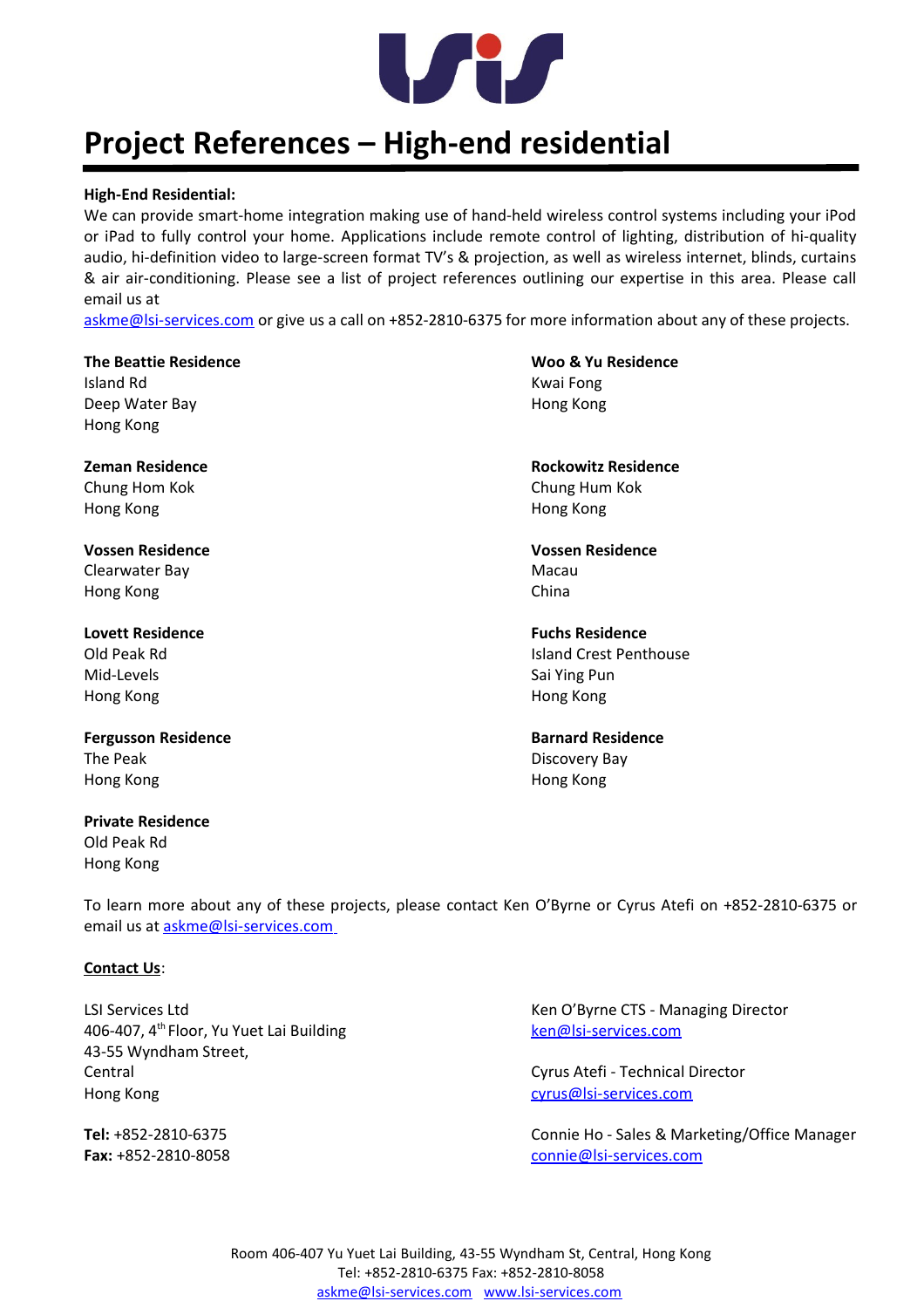# Project References – High-end residential

**High-End Residential:**

We can provide smart-home integration making use of hand-held wireless control systems including your iPod or iPad to fully control your home. Applications include remote control of lighting, distribution of hi-quality audio, hi-definition video to large-screen format TV's & projection, as well as wireless internet, blinds, curtains & air air-conditioning. Please see a list of project references outlining our expertise in this area. Please call email us at

askme@lsi-services.com or give us a call on +852-2810-6375 for more information about any of these projects.

**The Beattie Residence**
Island Rd
Deep Water Bay
Hong Kong

**Woo & Yu Residence**
Kwai Fong
Hong Kong

**Zeman Residence**
Chung Hom Kok
Hong Kong

**Rockowitz Residence**
Chung Hum Kok
Hong Kong

**Vossen Residence**
Clearwater Bay
Hong Kong

**Vossen Residence**
Macau
China

**Lovett Residence**
Old Peak Rd
Mid-Levels
Hong Kong

**Fuchs Residence**
Island Crest Penthouse
Sai Ying Pun
Hong Kong

**Fergusson Residence**
The Peak
Hong Kong

**Barnard Residence**
Discovery Bay
Hong Kong

**Private Residence**
Old Peak Rd
Hong Kong

To learn more about any of these projects, please contact Ken O'Byrne or Cyrus Atefi on +852-2810-6375 or email us at askme@lsi-services.com

**Contact Us**:

LSI Services Ltd
406-407, 4th Floor, Yu Yuet Lai Building
43-55 Wyndham Street,
Central
Hong Kong

**Tel:** +852-2810-6375
**Fax:** +852-2810-8058

Ken O'Byrne CTS - Managing Director
ken@lsi-services.com

Cyrus Atefi - Technical Director
cyrus@lsi-services.com

Connie Ho - Sales & Marketing/Office Manager
connie@lsi-services.com